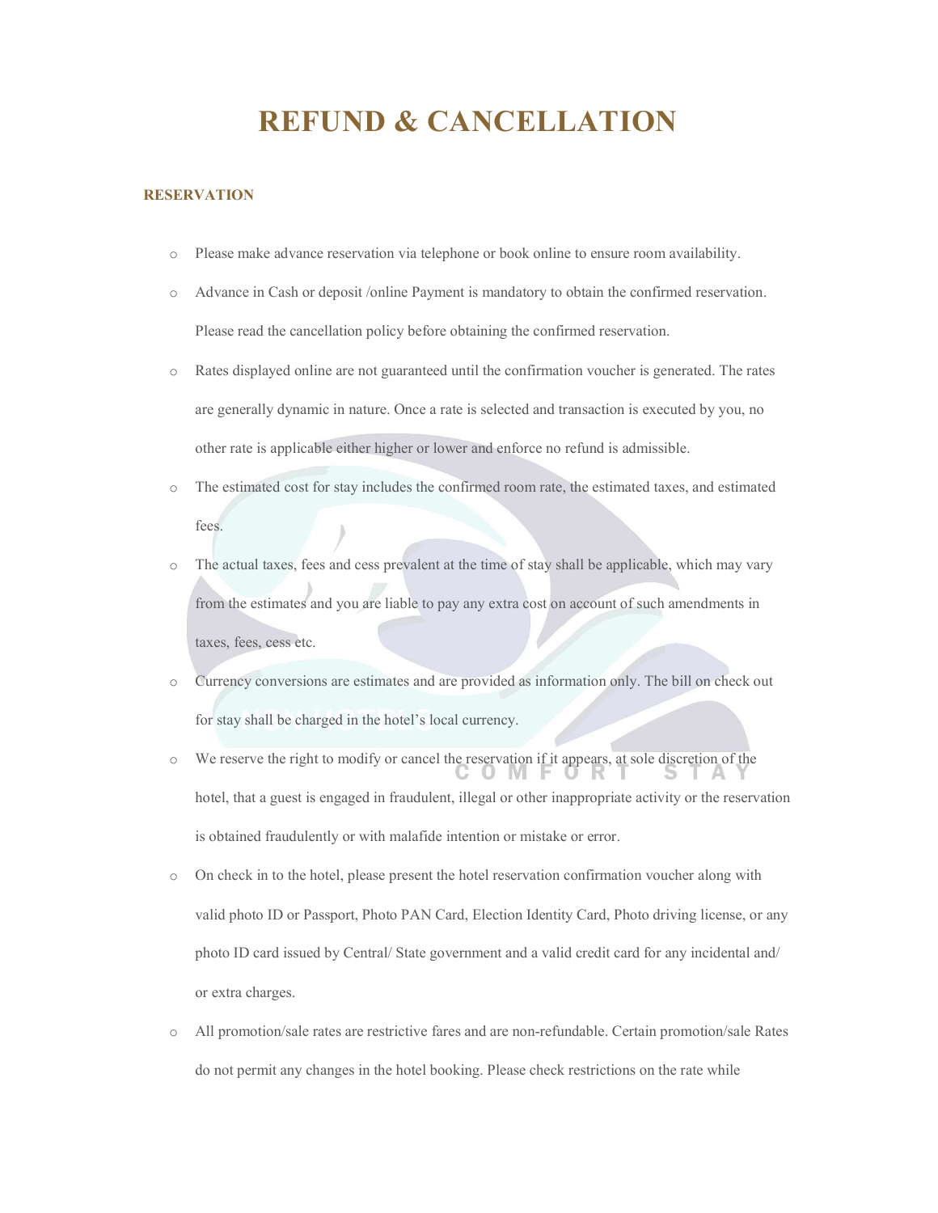# REFUND & CANCELLATION

## RESERVATION

- Please make advance reservation via telephone or book online to ensure room availability.
- Advance in Cash or deposit /online Payment is mandatory to obtain the confirmed reservation. Please read the cancellation policy before obtaining the confirmed reservation.
- Rates displayed online are not guaranteed until the confirmation voucher is generated. The rates are generally dynamic in nature. Once a rate is selected and transaction is executed by you, no other rate is applicable either higher or lower and enforce no refund is admissible.
- The estimated cost for stay includes the confirmed room rate, the estimated taxes, and estimated fees.
- The actual taxes, fees and cess prevalent at the time of stay shall be applicable, which may vary from the estimates and you are liable to pay any extra cost on account of such amendments in taxes, fees, cess etc.
- Currency conversions are estimates and are provided as information only. The bill on check out for stay shall be charged in the hotel's local currency.
- We reserve the right to modify or cancel the reservation if it appears, at sole discretion of the hotel, that a guest is engaged in fraudulent, illegal or other inappropriate activity or the reservation is obtained fraudulently or with malafide intention or mistake or error.
- On check in to the hotel, please present the hotel reservation confirmation voucher along with valid photo ID or Passport, Photo PAN Card, Election Identity Card, Photo driving license, or any photo ID card issued by Central/ State government and a valid credit card for any incidental and/ or extra charges.
- All promotion/sale rates are restrictive fares and are non-refundable. Certain promotion/sale Rates do not permit any changes in the hotel booking. Please check restrictions on the rate while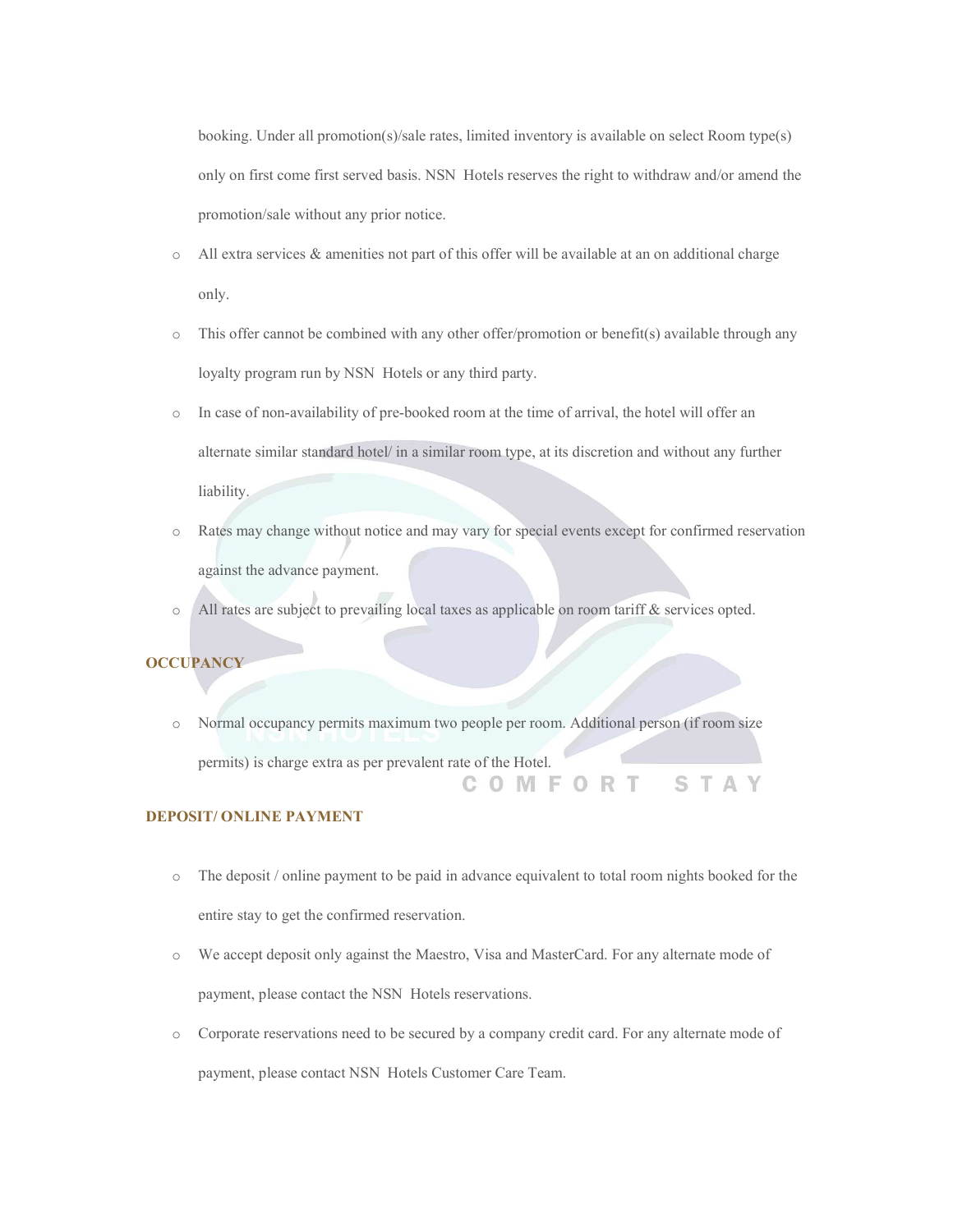booking. Under all promotion(s)/sale rates, limited inventory is available on select Room type(s) only on first come first served basis. NSN Hotels reserves the right to withdraw and/or amend the promotion/sale without any prior notice.

- All extra services & amenities not part of this offer will be available at an on additional charge only.
- This offer cannot be combined with any other offer/promotion or benefit(s) available through any loyalty program run by NSN Hotels or any third party.
- In case of non-availability of pre-booked room at the time of arrival, the hotel will offer an alternate similar standard hotel/ in a similar room type, at its discretion and without any further liability.
- Rates may change without notice and may vary for special events except for confirmed reservation against the advance payment.
- All rates are subject to prevailing local taxes as applicable on room tariff & services opted.

**OCCUPANCY**

- Normal occupancy permits maximum two people per room. Additional person (if room size permits) is charge extra as per prevalent rate of the Hotel.

**DEPOSIT/ ONLINE PAYMENT**

- The deposit / online payment to be paid in advance equivalent to total room nights booked for the entire stay to get the confirmed reservation.
- We accept deposit only against the Maestro, Visa and MasterCard. For any alternate mode of payment, please contact the NSN Hotels reservations.
- Corporate reservations need to be secured by a company credit card. For any alternate mode of payment, please contact NSN Hotels Customer Care Team.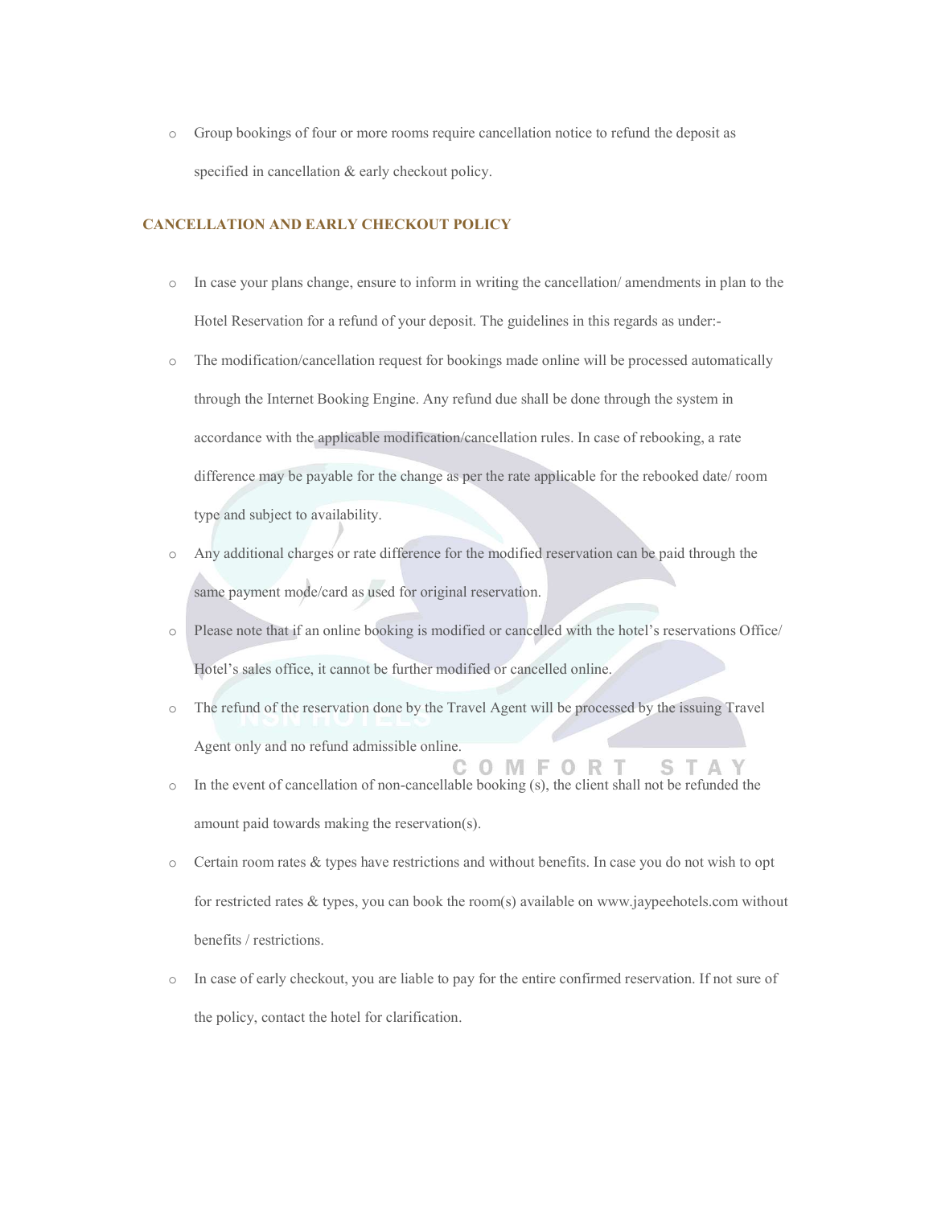- Group bookings of four or more rooms require cancellation notice to refund the deposit as specified in cancellation & early checkout policy.

## CANCELLATION AND EARLY CHECKOUT POLICY

- In case your plans change, ensure to inform in writing the cancellation/ amendments in plan to the Hotel Reservation for a refund of your deposit. The guidelines in this regards as under:-
- The modification/cancellation request for bookings made online will be processed automatically through the Internet Booking Engine. Any refund due shall be done through the system in accordance with the applicable modification/cancellation rules. In case of rebooking, a rate difference may be payable for the change as per the rate applicable for the rebooked date/ room type and subject to availability.
- Any additional charges or rate difference for the modified reservation can be paid through the same payment mode/card as used for original reservation.
- Please note that if an online booking is modified or cancelled with the hotel's reservations Office/ Hotel's sales office, it cannot be further modified or cancelled online.
- The refund of the reservation done by the Travel Agent will be processed by the issuing Travel Agent only and no refund admissible online.
- In the event of cancellation of non-cancellable booking (s), the client shall not be refunded the amount paid towards making the reservation(s).
- Certain room rates & types have restrictions and without benefits. In case you do not wish to opt for restricted rates & types, you can book the room(s) available on www.jaypeehotels.com without benefits / restrictions.
- In case of early checkout, you are liable to pay for the entire confirmed reservation. If not sure of the policy, contact the hotel for clarification.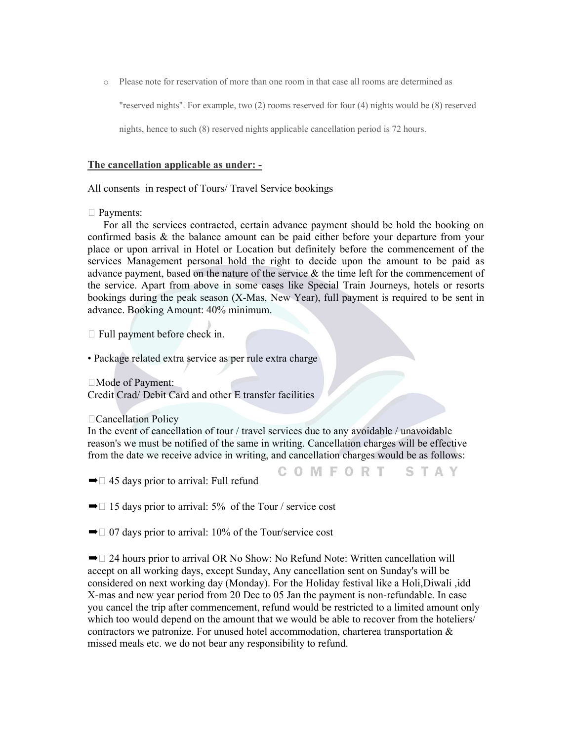- Please note for reservation of more than one room in that case all rooms are determined as "reserved nights". For example, two (2) rooms reserved for four (4) nights would be (8) reserved nights, hence to such (8) reserved nights applicable cancellation period is 72 hours.

**The cancellation applicable as under: -**

All consents in respect of Tours/ Travel Service bookings

- Payments:

For all the services contracted, certain advance payment should be hold the booking on confirmed basis & the balance amount can be paid either before your departure from your place or upon arrival in Hotel or Location but definitely before the commencement of the services Management personal hold the right to decide upon the amount to be paid as advance payment, based on the nature of the service & the time left for the commencement of the service. Apart from above in some cases like Special Train Journeys, hotels or resorts bookings during the peak season (X-Mas, New Year), full payment is required to be sent in advance. Booking Amount: 40% minimum.

- Full payment before check in.

• Package related extra service as per rule extra charge

- Mode of Payment:

Credit Crad/ Debit Card and other E transfer facilities

- Cancellation Policy

In the event of cancellation of tour / travel services due to any avoidable / unavoidable reason's we must be notified of the same in writing. Cancellation charges will be effective from the date we receive advice in writing, and cancellation charges would be as follows:

➡ 45 days prior to arrival: Full refund

➡ 15 days prior to arrival: 5% of the Tour / service cost

➡ 07 days prior to arrival: 10% of the Tour/service cost

➡ 24 hours prior to arrival OR No Show: No Refund Note: Written cancellation will accept on all working days, except Sunday, Any cancellation sent on Sunday's will be considered on next working day (Monday). For the Holiday festival like a Holi,Diwali ,idd X-mas and new year period from 20 Dec to 05 Jan the payment is non-refundable. In case you cancel the trip after commencement, refund would be restricted to a limited amount only which too would depend on the amount that we would be able to recover from the hoteliers/ contractors we patronize. For unused hotel accommodation, charterea transportation & missed meals etc. we do not bear any responsibility to refund.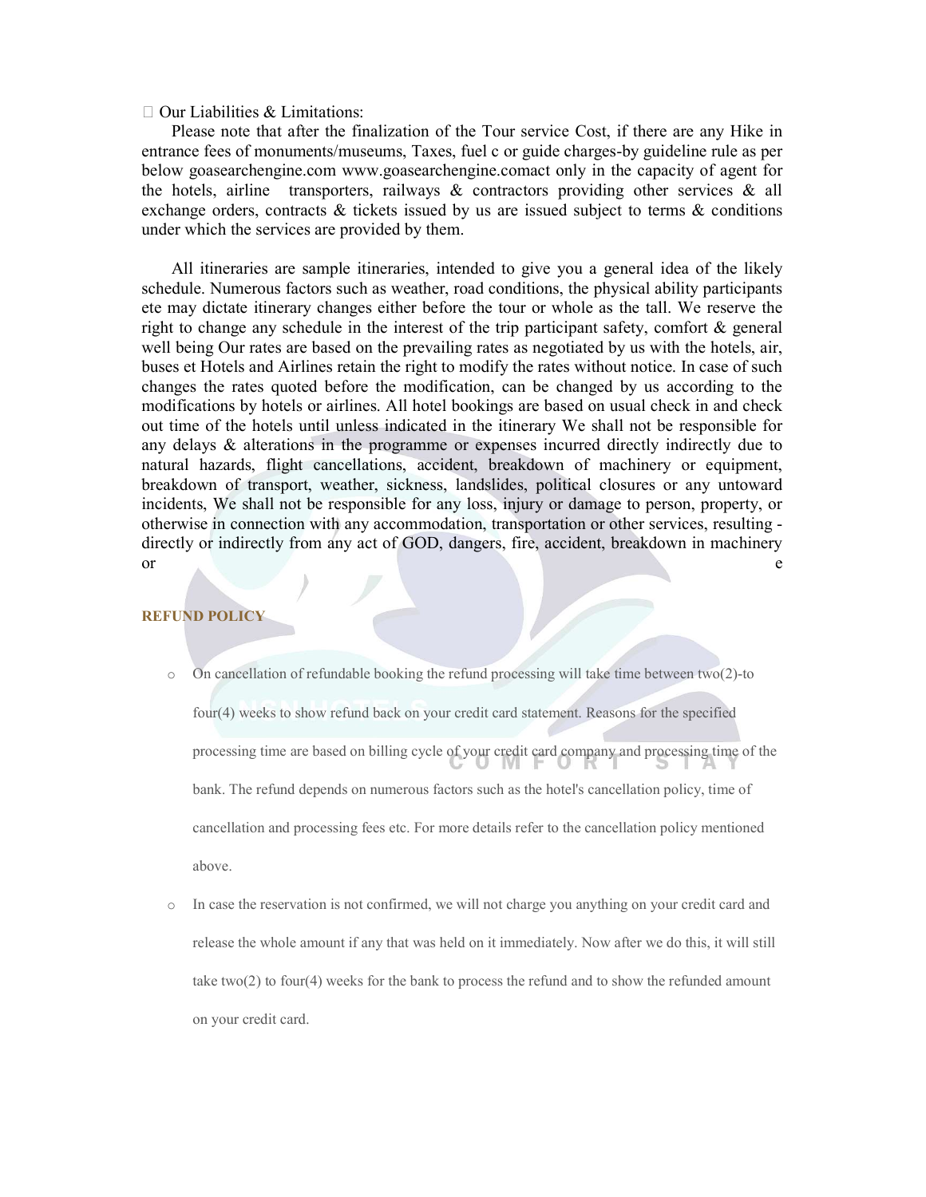- Our Liabilities & Limitations:

Please note that after the finalization of the Tour service Cost, if there are any Hike in entrance fees of monuments/museums, Taxes, fuel c or guide charges-by guideline rule as per below goasearchengine.com www.goasearchengine.comact only in the capacity of agent for the hotels, airline transporters, railways & contractors providing other services & all exchange orders, contracts & tickets issued by us are issued subject to terms & conditions under which the services are provided by them.

All itineraries are sample itineraries, intended to give you a general idea of the likely schedule. Numerous factors such as weather, road conditions, the physical ability participants ete may dictate itinerary changes either before the tour or whole as the tall. We reserve the right to change any schedule in the interest of the trip participant safety, comfort & general well being Our rates are based on the prevailing rates as negotiated by us with the hotels, air, buses et Hotels and Airlines retain the right to modify the rates without notice. In case of such changes the rates quoted before the modification, can be changed by us according to the modifications by hotels or airlines. All hotel bookings are based on usual check in and check out time of the hotels until unless indicated in the itinerary We shall not be responsible for any delays & alterations in the programme or expenses incurred directly indirectly due to natural hazards, flight cancellations, accident, breakdown of machinery or equipment, breakdown of transport, weather, sickness, landslides, political closures or any untoward incidents, We shall not be responsible for any loss, injury or damage to person, property, or otherwise in connection with any accommodation, transportation or other services, resulting - directly or indirectly from any act of GOD, dangers, fire, accident, breakdown in machinery or e

**REFUND POLICY**

- On cancellation of refundable booking the refund processing will take time between two(2)-to four(4) weeks to show refund back on your credit card statement. Reasons for the specified processing time are based on billing cycle of your credit card company and processing time of the bank. The refund depends on numerous factors such as the hotel's cancellation policy, time of cancellation and processing fees etc. For more details refer to the cancellation policy mentioned above.
- In case the reservation is not confirmed, we will not charge you anything on your credit card and release the whole amount if any that was held on it immediately. Now after we do this, it will still take two(2) to four(4) weeks for the bank to process the refund and to show the refunded amount on your credit card.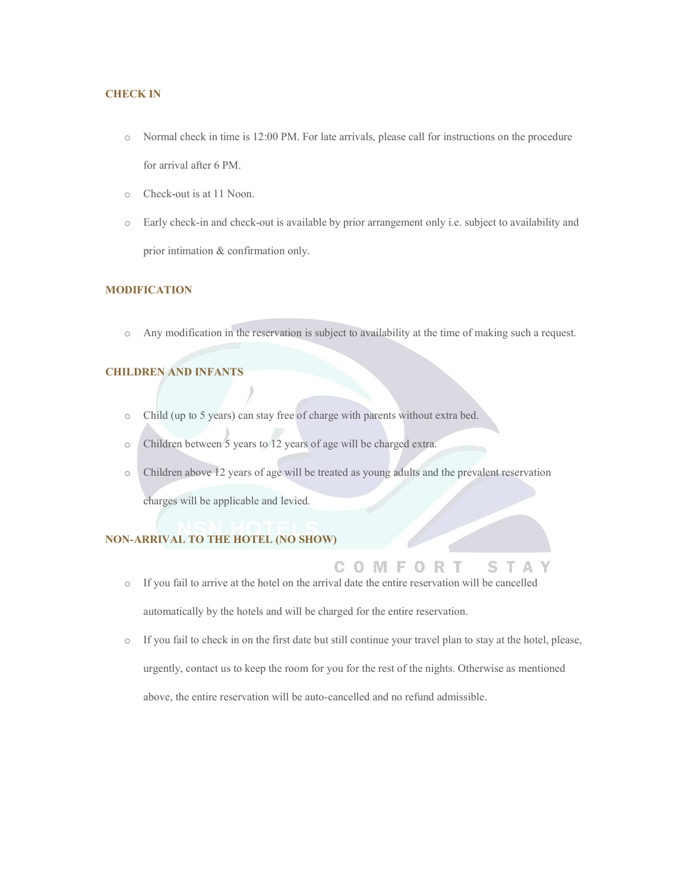## CHECK IN

- Normal check in time is 12:00 PM. For late arrivals, please call for instructions on the procedure for arrival after 6 PM.
- Check-out is at 11 Noon.
- Early check-in and check-out is available by prior arrangement only i.e. subject to availability and prior intimation & confirmation only.

## MODIFICATION

- Any modification in the reservation is subject to availability at the time of making such a request.

## CHILDREN AND INFANTS

- Child (up to 5 years) can stay free of charge with parents without extra bed.
- Children between 5 years to 12 years of age will be charged extra.
- Children above 12 years of age will be treated as young adults and the prevalent reservation charges will be applicable and levied.

## NON-ARRIVAL TO THE HOTEL (NO SHOW)

- If you fail to arrive at the hotel on the arrival date the entire reservation will be cancelled automatically by the hotels and will be charged for the entire reservation.
- If you fail to check in on the first date but still continue your travel plan to stay at the hotel, please, urgently, contact us to keep the room for you for the rest of the nights. Otherwise as mentioned above, the entire reservation will be auto-cancelled and no refund admissible.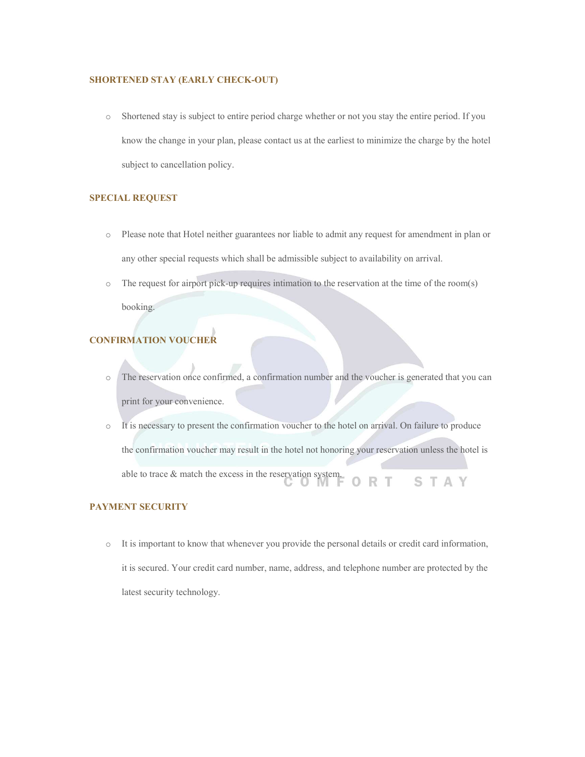## SHORTENED STAY (EARLY CHECK-OUT)

- Shortened stay is subject to entire period charge whether or not you stay the entire period. If you know the change in your plan, please contact us at the earliest to minimize the charge by the hotel subject to cancellation policy.

## SPECIAL REQUEST

- Please note that Hotel neither guarantees nor liable to admit any request for amendment in plan or any other special requests which shall be admissible subject to availability on arrival.
- The request for airport pick-up requires intimation to the reservation at the time of the room(s) booking.

## CONFIRMATION VOUCHER

- The reservation once confirmed, a confirmation number and the voucher is generated that you can print for your convenience.
- It is necessary to present the confirmation voucher to the hotel on arrival. On failure to produce the confirmation voucher may result in the hotel not honoring your reservation unless the hotel is able to trace & match the excess in the reservation system.

## PAYMENT SECURITY

- It is important to know that whenever you provide the personal details or credit card information, it is secured. Your credit card number, name, address, and telephone number are protected by the latest security technology.